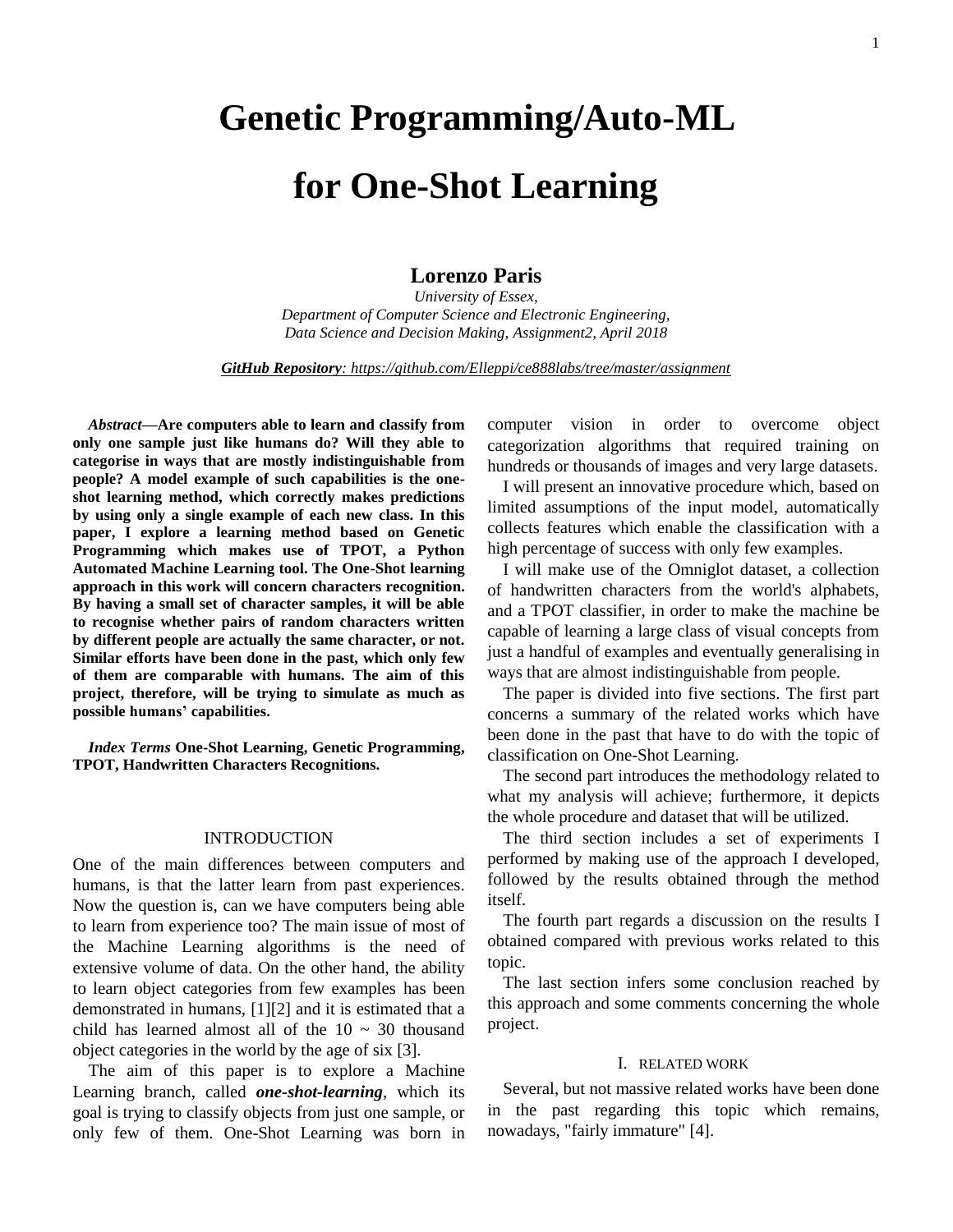# Genetic Programming/Auto-ML for One-Shot Learning

**Lorenzo Paris**

*University of Essex,*
*Department of Computer Science and Electronic Engineering,*
*Data Science and Decision Making, Assignment2, April 2018*

***GitHub Repository**: https://github.com/Elleppi/ce888labs/tree/master/assignment*

***Abstract*—Are computers able to learn and classify from only one sample just like humans do? Will they able to categorise in ways that are mostly indistinguishable from people? A model example of such capabilities is the one-shot learning method, which correctly makes predictions by using only a single example of each new class. In this paper, I explore a learning method based on Genetic Programming which makes use of TPOT, a Python Automated Machine Learning tool. The One-Shot learning approach in this work will concern characters recognition. By having a small set of character samples, it will be able to recognise whether pairs of random characters written by different people are actually the same character, or not. Similar efforts have been done in the past, which only few of them are comparable with humans. The aim of this project, therefore, will be trying to simulate as much as possible humans' capabilities.**

***Index Terms*** **One-Shot Learning, Genetic Programming, TPOT, Handwritten Characters Recognitions.**

## INTRODUCTION

One of the main differences between computers and humans, is that the latter learn from past experiences. Now the question is, can we have computers being able to learn from experience too? The main issue of most of the Machine Learning algorithms is the need of extensive volume of data. On the other hand, the ability to learn object categories from few examples has been demonstrated in humans, [1][2] and it is estimated that a child has learned almost all of the 10 ~ 30 thousand object categories in the world by the age of six [3].

The aim of this paper is to explore a Machine Learning branch, called ***one-shot-learning***, which its goal is trying to classify objects from just one sample, or only few of them. One-Shot Learning was born in computer vision in order to overcome object categorization algorithms that required training on hundreds or thousands of images and very large datasets.

I will present an innovative procedure which, based on limited assumptions of the input model, automatically collects features which enable the classification with a high percentage of success with only few examples.

I will make use of the Omniglot dataset, a collection of handwritten characters from the world's alphabets, and a TPOT classifier, in order to make the machine be capable of learning a large class of visual concepts from just a handful of examples and eventually generalising in ways that are almost indistinguishable from people.

The paper is divided into five sections. The first part concerns a summary of the related works which have been done in the past that have to do with the topic of classification on One-Shot Learning.

The second part introduces the methodology related to what my analysis will achieve; furthermore, it depicts the whole procedure and dataset that will be utilized.

The third section includes a set of experiments I performed by making use of the approach I developed, followed by the results obtained through the method itself.

The fourth part regards a discussion on the results I obtained compared with previous works related to this topic.

The last section infers some conclusion reached by this approach and some comments concerning the whole project.

## I. RELATED WORK

Several, but not massive related works have been done in the past regarding this topic which remains, nowadays, "fairly immature" [4].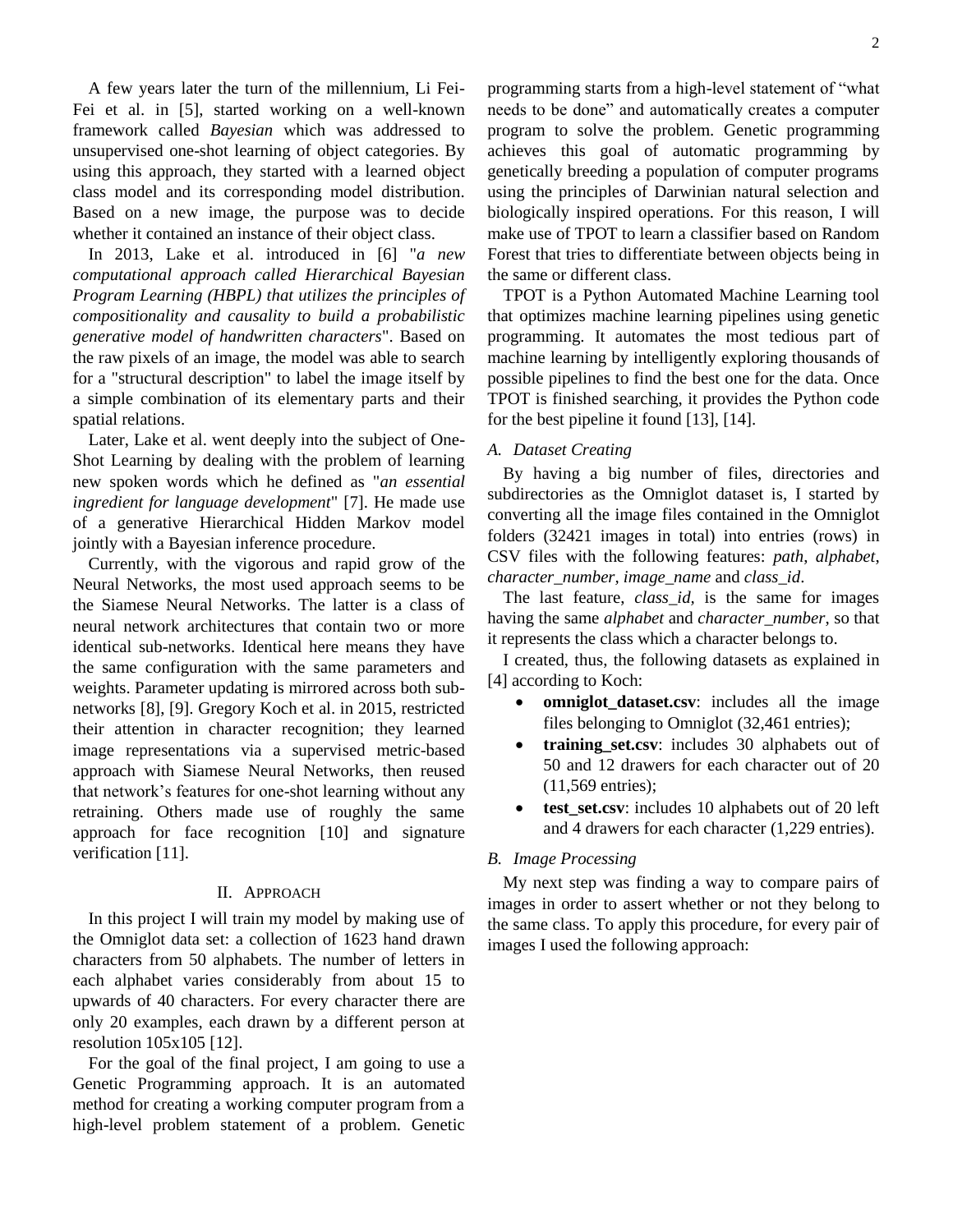A few years later the turn of the millennium, Li Fei-Fei et al. in [5], started working on a well-known framework called *Bayesian* which was addressed to unsupervised one-shot learning of object categories. By using this approach, they started with a learned object class model and its corresponding model distribution. Based on a new image, the purpose was to decide whether it contained an instance of their object class.

In 2013, Lake et al. introduced in [6] "*a new computational approach called Hierarchical Bayesian Program Learning (HBPL) that utilizes the principles of compositionality and causality to build a probabilistic generative model of handwritten characters*". Based on the raw pixels of an image, the model was able to search for a "structural description" to label the image itself by a simple combination of its elementary parts and their spatial relations.

Later, Lake et al. went deeply into the subject of One-Shot Learning by dealing with the problem of learning new spoken words which he defined as "*an essential ingredient for language development*" [7]. He made use of a generative Hierarchical Hidden Markov model jointly with a Bayesian inference procedure.

Currently, with the vigorous and rapid grow of the Neural Networks, the most used approach seems to be the Siamese Neural Networks. The latter is a class of neural network architectures that contain two or more identical sub-networks. Identical here means they have the same configuration with the same parameters and weights. Parameter updating is mirrored across both sub-networks [8], [9]. Gregory Koch et al. in 2015, restricted their attention in character recognition; they learned image representations via a supervised metric-based approach with Siamese Neural Networks, then reused that network's features for one-shot learning without any retraining. Others made use of roughly the same approach for face recognition [10] and signature verification [11].

## II. Approach

In this project I will train my model by making use of the Omniglot data set: a collection of 1623 hand drawn characters from 50 alphabets. The number of letters in each alphabet varies considerably from about 15 to upwards of 40 characters. For every character there are only 20 examples, each drawn by a different person at resolution 105x105 [12].

For the goal of the final project, I am going to use a Genetic Programming approach. It is an automated method for creating a working computer program from a high-level problem statement of a problem. Genetic programming starts from a high-level statement of "what needs to be done" and automatically creates a computer program to solve the problem. Genetic programming achieves this goal of automatic programming by genetically breeding a population of computer programs using the principles of Darwinian natural selection and biologically inspired operations. For this reason, I will make use of TPOT to learn a classifier based on Random Forest that tries to differentiate between objects being in the same or different class.

TPOT is a Python Automated Machine Learning tool that optimizes machine learning pipelines using genetic programming. It automates the most tedious part of machine learning by intelligently exploring thousands of possible pipelines to find the best one for the data. Once TPOT is finished searching, it provides the Python code for the best pipeline it found [13], [14].

### A. Dataset Creating

By having a big number of files, directories and subdirectories as the Omniglot dataset is, I started by converting all the image files contained in the Omniglot folders (32421 images in total) into entries (rows) in CSV files with the following features: *path*, *alphabet*, *character_number*, *image_name* and *class_id*.

The last feature, *class_id*, is the same for images having the same *alphabet* and *character_number*, so that it represents the class which a character belongs to.

I created, thus, the following datasets as explained in [4] according to Koch:

- **omniglot_dataset.csv**: includes all the image files belonging to Omniglot (32,461 entries);
- **training_set.csv**: includes 30 alphabets out of 50 and 12 drawers for each character out of 20 (11,569 entries);
- **test_set.csv**: includes 10 alphabets out of 20 left and 4 drawers for each character (1,229 entries).

### B. Image Processing

My next step was finding a way to compare pairs of images in order to assert whether or not they belong to the same class. To apply this procedure, for every pair of images I used the following approach: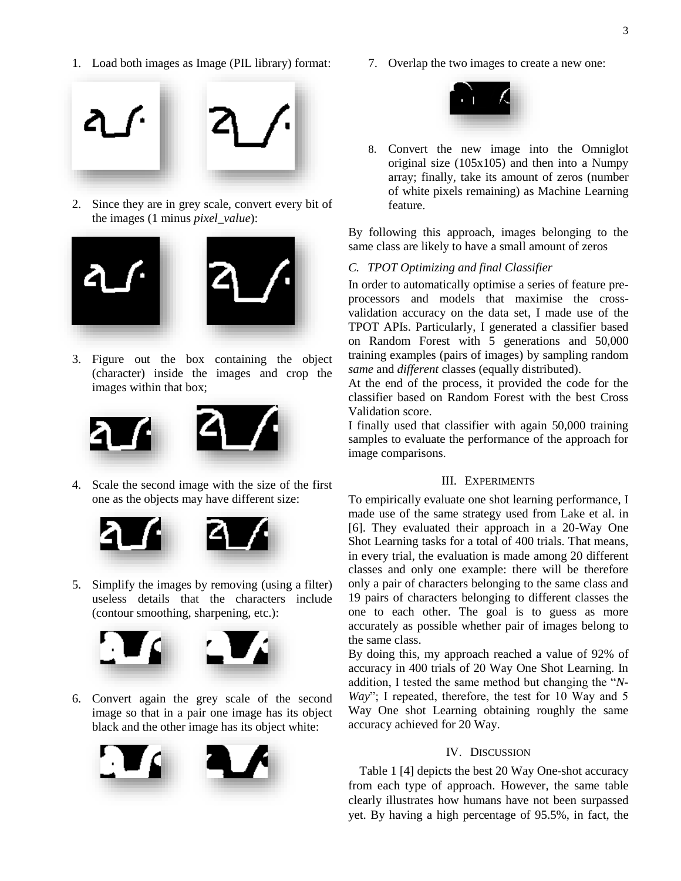1. Load both images as Image (PIL library) format:

2. Since they are in grey scale, convert every bit of the images (1 minus *pixel_value*):

3. Figure out the box containing the object (character) inside the images and crop the images within that box;

4. Scale the second image with the size of the first one as the objects may have different size:

5. Simplify the images by removing (using a filter) useless details that the characters include (contour smoothing, sharpening, etc.):

6. Convert again the grey scale of the second image so that in a pair one image has its object black and the other image has its object white:

7. Overlap the two images to create a new one:

8. Convert the new image into the Omniglot original size (105x105) and then into a Numpy array; finally, take its amount of zeros (number of white pixels remaining) as Machine Learning feature.

By following this approach, images belonging to the same class are likely to have a small amount of zeros

### C. TPOT Optimizing and final Classifier

In order to automatically optimise a series of feature pre-processors and models that maximise the cross-validation accuracy on the data set, I made use of the TPOT APIs. Particularly, I generated a classifier based on Random Forest with 5 generations and 50,000 training examples (pairs of images) by sampling random *same* and *different* classes (equally distributed).

At the end of the process, it provided the code for the classifier based on Random Forest with the best Cross Validation score.

I finally used that classifier with again 50,000 training samples to evaluate the performance of the approach for image comparisons.

## III. Experiments

To empirically evaluate one shot learning performance, I made use of the same strategy used from Lake et al. in [6]. They evaluated their approach in a 20-Way One Shot Learning tasks for a total of 400 trials. That means, in every trial, the evaluation is made among 20 different classes and only one example: there will be therefore only a pair of characters belonging to the same class and 19 pairs of characters belonging to different classes the one to each other. The goal is to guess as more accurately as possible whether pair of images belong to the same class.

By doing this, my approach reached a value of 92% of accuracy in 400 trials of 20 Way One Shot Learning. In addition, I tested the same method but changing the "*N-Way*"; I repeated, therefore, the test for 10 Way and 5 Way One shot Learning obtaining roughly the same accuracy achieved for 20 Way.

## IV. Discussion

Table 1 [4] depicts the best 20 Way One-shot accuracy from each type of approach. However, the same table clearly illustrates how humans have not been surpassed yet. By having a high percentage of 95.5%, in fact, the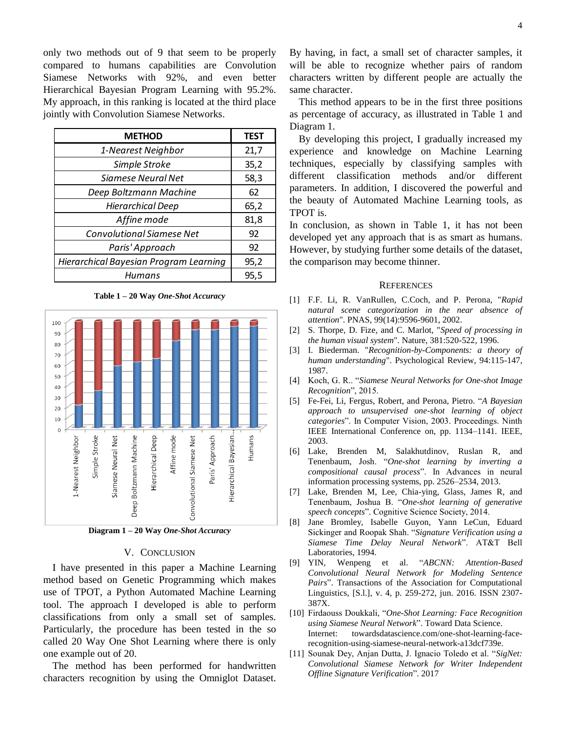only two methods out of 9 that seem to be properly compared to humans capabilities are Convolution Siamese Networks with 92%, and even better Hierarchical Bayesian Program Learning with 95.2%. My approach, in this ranking is located at the third place jointly with Convolution Siamese Networks.

| METHOD | TEST |
|---|---|
| *1-Nearest Neighbor* | 21,7 |
| *Simple Stroke* | 35,2 |
| *Siamese Neural Net* | 58,3 |
| *Deep Boltzmann Machine* | 62 |
| *Hierarchical Deep* | 65,2 |
| *Affine mode* | 81,8 |
| *Convolutional Siamese Net* | 92 |
| *Paris' Approach* | 92 |
| *Hierarchical Bayesian Program Learning* | 95,2 |
| *Humans* | 95,5 |

**Table 1 – 20 Way *One-Shot Accuracy***

**Diagram 1 – 20 Way *One-Shot Accuracy***

## V. Conclusion

I have presented in this paper a Machine Learning method based on Genetic Programming which makes use of TPOT, a Python Automated Machine Learning tool. The approach I developed is able to perform classifications from only a small set of samples. Particularly, the procedure has been tested in the so called 20 Way One Shot Learning where there is only one example out of 20.

The method has been performed for handwritten characters recognition by using the Omniglot Dataset. By having, in fact, a small set of character samples, it will be able to recognize whether pairs of random characters written by different people are actually the same character.

This method appears to be in the first three positions as percentage of accuracy, as illustrated in Table 1 and Diagram 1.

By developing this project, I gradually increased my experience and knowledge on Machine Learning techniques, especially by classifying samples with different classification methods and/or different parameters. In addition, I discovered the powerful and the beauty of Automated Machine Learning tools, as TPOT is.

In conclusion, as shown in Table 1, it has not been developed yet any approach that is as smart as humans. However, by studying further some details of the dataset, the comparison may become thinner.

## References

[1] F.F. Li, R. VanRullen, C.Coch, and P. Perona, "*Rapid natural scene categorization in the near absence of attention*". PNAS, 99(14):9596-9601, 2002.

[2] S. Thorpe, D. Fize, and C. Marlot, "*Speed of processing in the human visual system*". Nature, 381:520-522, 1996.

[3] I. Biederman. "*Recognition-by-Components: a theory of human understanding*". Psychological Review, 94:115-147, 1987.

[4] Koch, G. R.. "*Siamese Neural Networks for One-shot Image Recognition*", 2015.

[5] Fe-Fei, Li, Fergus, Robert, and Perona, Pietro. "*A Bayesian approach to unsupervised one-shot learning of object categories*". In Computer Vision, 2003. Proceedings. Ninth IEEE International Conference on, pp. 1134–1141. IEEE, 2003.

[6] Lake, Brenden M, Salakhutdinov, Ruslan R, and Tenenbaum, Josh. "*One-shot learning by inverting a compositional causal process*". In Advances in neural information processing systems, pp. 2526–2534, 2013.

[7] Lake, Brenden M, Lee, Chia-ying, Glass, James R, and Tenenbaum, Joshua B. "*One-shot learning of generative speech concepts*". Cognitive Science Society, 2014.

[8] Jane Bromley, Isabelle Guyon, Yann LeCun, Eduard Sickinger and Roopak Shah. "*Signature Verification using a Siamese Time Delay Neural Network*". AT&T Bell Laboratories, 1994.

[9] YIN, Wenpeng et al. "*ABCNN: Attention-Based Convolutional Neural Network for Modeling Sentence Pairs*". Transactions of the Association for Computational Linguistics, [S.l.], v. 4, p. 259-272, jun. 2016. ISSN 2307-387X.

[10] Firdaouss Doukkali, "*One-Shot Learning: Face Recognition using Siamese Neural Network*". Toward Data Science. Internet: towardsdatascience.com/one-shot-learning-face-recognition-using-siamese-neural-network-a13dcf739e.

[11] Sounak Dey, Anjan Dutta, J. Ignacio Toledo et al. "*SigNet: Convolutional Siamese Network for Writer Independent Offline Signature Verification*". 2017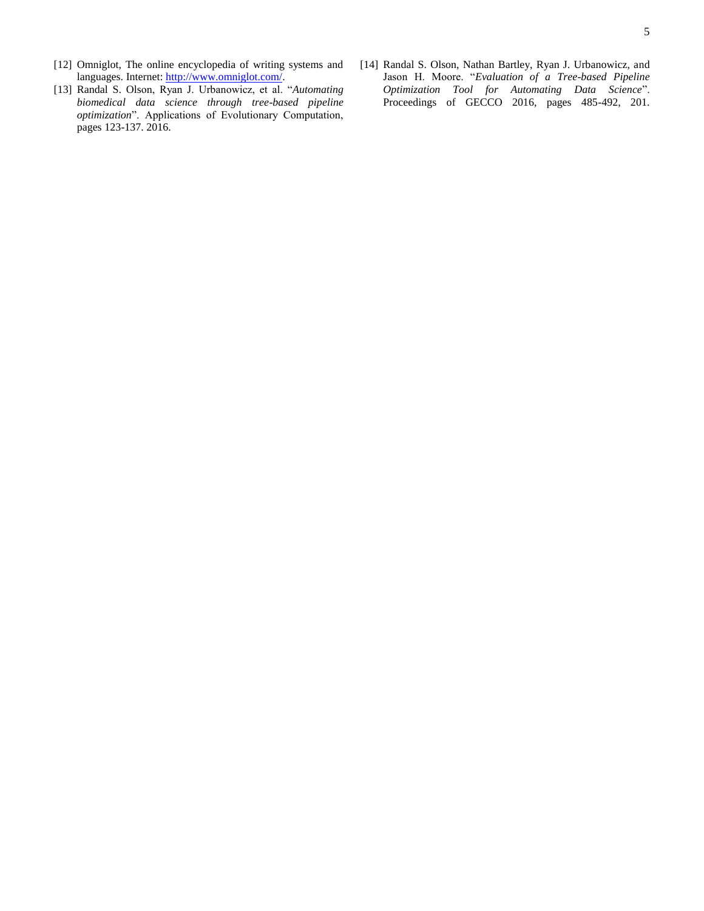[12] Omniglot, The online encyclopedia of writing systems and languages. Internet: http://www.omniglot.com/.

[13] Randal S. Olson, Ryan J. Urbanowicz, et al. "*Automating biomedical data science through tree-based pipeline optimization*". Applications of Evolutionary Computation, pages 123-137. 2016.

[14] Randal S. Olson, Nathan Bartley, Ryan J. Urbanowicz, and Jason H. Moore. "*Evaluation of a Tree-based Pipeline Optimization Tool for Automating Data Science*". Proceedings of GECCO 2016, pages 485-492, 201.